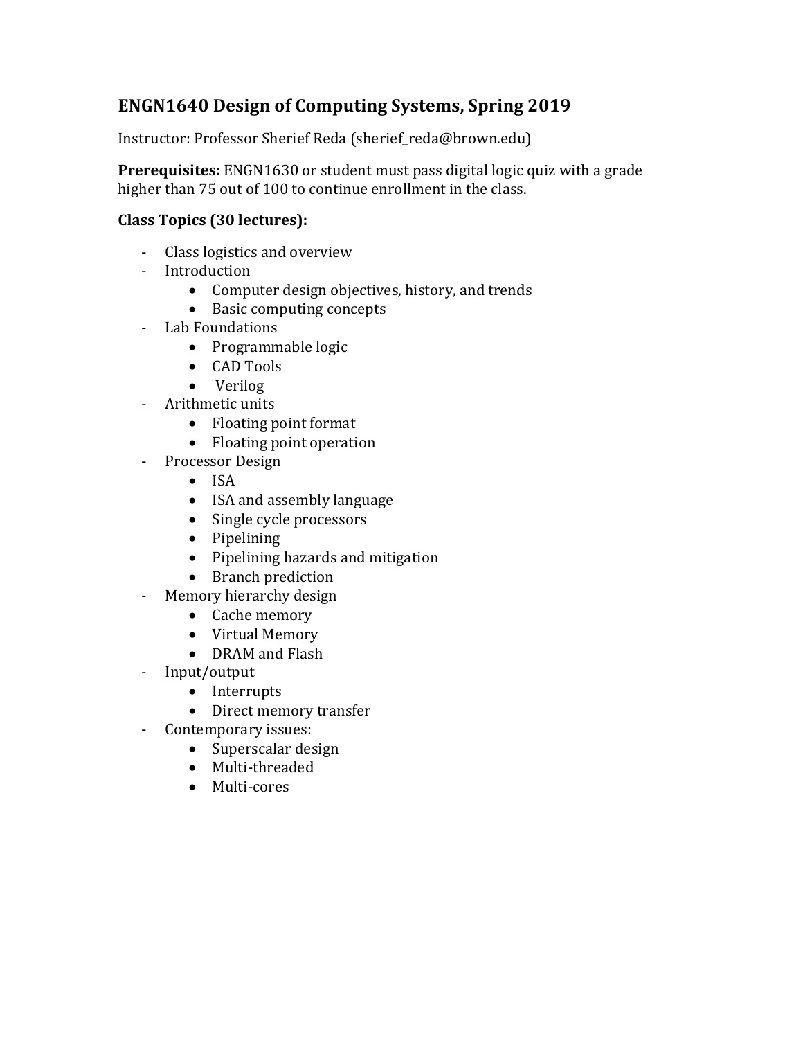## ENGN1640 Design of Computing Systems, Spring 2019

Instructor: Professor Sherief Reda (sherief_reda@brown.edu)

**Prerequisites:** ENGN1630 or student must pass digital logic quiz with a grade higher than 75 out of 100 to continue enrollment in the class.

**Class Topics (30 lectures):**

- Class logistics and overview
- Introduction
  - Computer design objectives, history, and trends
  - Basic computing concepts
- Lab Foundations
  - Programmable logic
  - CAD Tools
  - Verilog
- Arithmetic units
  - Floating point format
  - Floating point operation
- Processor Design
  - ISA
  - ISA and assembly language
  - Single cycle processors
  - Pipelining
  - Pipelining hazards and mitigation
  - Branch prediction
- Memory hierarchy design
  - Cache memory
  - Virtual Memory
  - DRAM and Flash
- Input/output
  - Interrupts
  - Direct memory transfer
- Contemporary issues:
  - Superscalar design
  - Multi-threaded
  - Multi-cores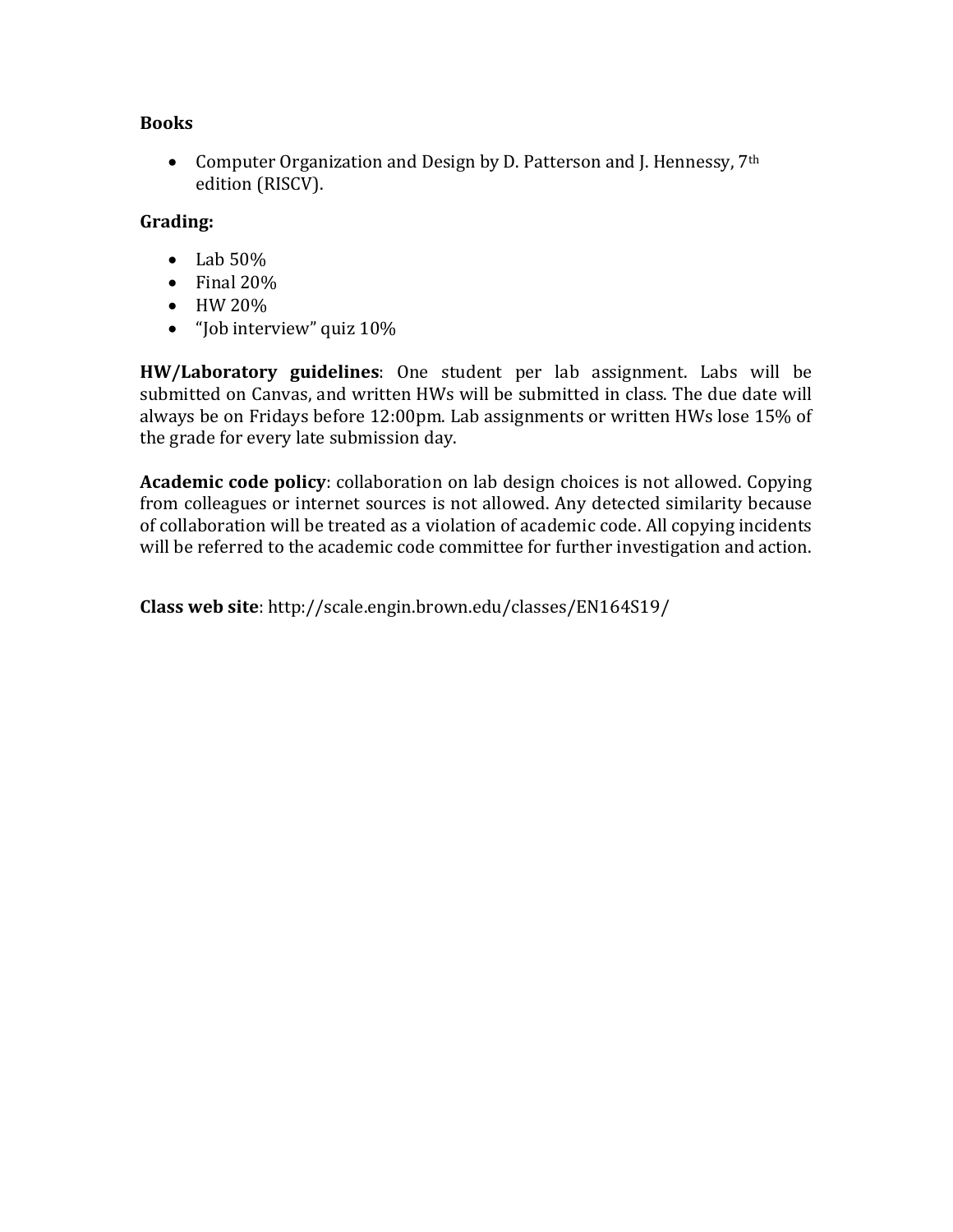**Books**

- Computer Organization and Design by D. Patterson and J. Hennessy, 7th edition (RISCV).

**Grading:**

- Lab 50%
- Final 20%
- HW 20%
- "Job interview" quiz 10%

**HW/Laboratory guidelines**: One student per lab assignment. Labs will be submitted on Canvas, and written HWs will be submitted in class. The due date will always be on Fridays before 12:00pm. Lab assignments or written HWs lose 15% of the grade for every late submission day.

**Academic code policy**: collaboration on lab design choices is not allowed. Copying from colleagues or internet sources is not allowed. Any detected similarity because of collaboration will be treated as a violation of academic code. All copying incidents will be referred to the academic code committee for further investigation and action.

**Class web site**: http://scale.engin.brown.edu/classes/EN164S19/